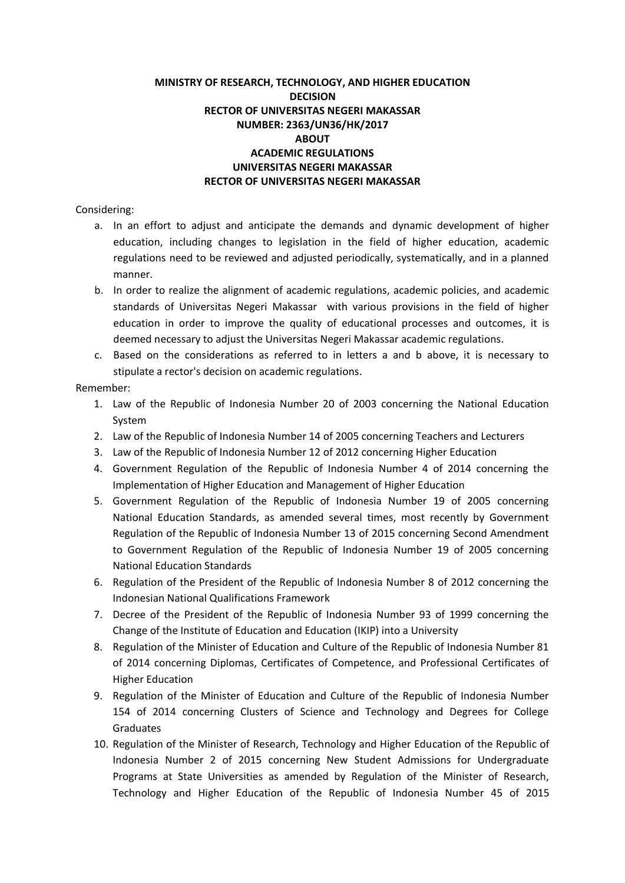**MINISTRY OF RESEARCH, TECHNOLOGY, AND HIGHER EDUCATION**
**DECISION**
**RECTOR OF UNIVERSITAS NEGERI MAKASSAR**
**NUMBER: 2363/UN36/HK/2017**
**ABOUT**
**ACADEMIC REGULATIONS**
**UNIVERSITAS NEGERI MAKASSAR**
**RECTOR OF UNIVERSITAS NEGERI MAKASSAR**

Considering:

a. In an effort to adjust and anticipate the demands and dynamic development of higher education, including changes to legislation in the field of higher education, academic regulations need to be reviewed and adjusted periodically, systematically, and in a planned manner.
b. In order to realize the alignment of academic regulations, academic policies, and academic standards of Universitas Negeri Makassar with various provisions in the field of higher education in order to improve the quality of educational processes and outcomes, it is deemed necessary to adjust the Universitas Negeri Makassar academic regulations.
c. Based on the considerations as referred to in letters a and b above, it is necessary to stipulate a rector's decision on academic regulations.

Remember:

1. Law of the Republic of Indonesia Number 20 of 2003 concerning the National Education System
2. Law of the Republic of Indonesia Number 14 of 2005 concerning Teachers and Lecturers
3. Law of the Republic of Indonesia Number 12 of 2012 concerning Higher Education
4. Government Regulation of the Republic of Indonesia Number 4 of 2014 concerning the Implementation of Higher Education and Management of Higher Education
5. Government Regulation of the Republic of Indonesia Number 19 of 2005 concerning National Education Standards, as amended several times, most recently by Government Regulation of the Republic of Indonesia Number 13 of 2015 concerning Second Amendment to Government Regulation of the Republic of Indonesia Number 19 of 2005 concerning National Education Standards
6. Regulation of the President of the Republic of Indonesia Number 8 of 2012 concerning the Indonesian National Qualifications Framework
7. Decree of the President of the Republic of Indonesia Number 93 of 1999 concerning the Change of the Institute of Education and Education (IKIP) into a University
8. Regulation of the Minister of Education and Culture of the Republic of Indonesia Number 81 of 2014 concerning Diplomas, Certificates of Competence, and Professional Certificates of Higher Education
9. Regulation of the Minister of Education and Culture of the Republic of Indonesia Number 154 of 2014 concerning Clusters of Science and Technology and Degrees for College Graduates
10. Regulation of the Minister of Research, Technology and Higher Education of the Republic of Indonesia Number 2 of 2015 concerning New Student Admissions for Undergraduate Programs at State Universities as amended by Regulation of the Minister of Research, Technology and Higher Education of the Republic of Indonesia Number 45 of 2015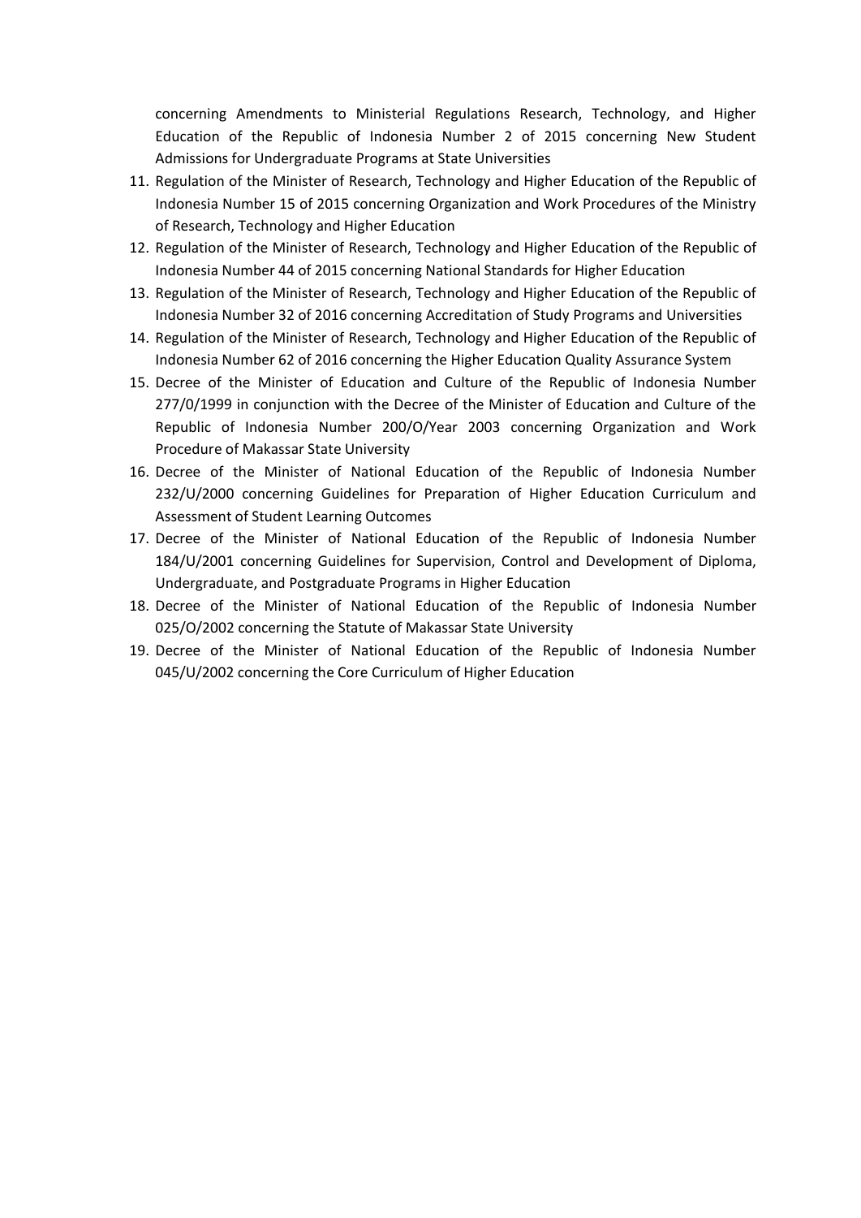concerning Amendments to Ministerial Regulations Research, Technology, and Higher Education of the Republic of Indonesia Number 2 of 2015 concerning New Student Admissions for Undergraduate Programs at State Universities

11. Regulation of the Minister of Research, Technology and Higher Education of the Republic of Indonesia Number 15 of 2015 concerning Organization and Work Procedures of the Ministry of Research, Technology and Higher Education
12. Regulation of the Minister of Research, Technology and Higher Education of the Republic of Indonesia Number 44 of 2015 concerning National Standards for Higher Education
13. Regulation of the Minister of Research, Technology and Higher Education of the Republic of Indonesia Number 32 of 2016 concerning Accreditation of Study Programs and Universities
14. Regulation of the Minister of Research, Technology and Higher Education of the Republic of Indonesia Number 62 of 2016 concerning the Higher Education Quality Assurance System
15. Decree of the Minister of Education and Culture of the Republic of Indonesia Number 277/0/1999 in conjunction with the Decree of the Minister of Education and Culture of the Republic of Indonesia Number 200/O/Year 2003 concerning Organization and Work Procedure of Makassar State University
16. Decree of the Minister of National Education of the Republic of Indonesia Number 232/U/2000 concerning Guidelines for Preparation of Higher Education Curriculum and Assessment of Student Learning Outcomes
17. Decree of the Minister of National Education of the Republic of Indonesia Number 184/U/2001 concerning Guidelines for Supervision, Control and Development of Diploma, Undergraduate, and Postgraduate Programs in Higher Education
18. Decree of the Minister of National Education of the Republic of Indonesia Number 025/O/2002 concerning the Statute of Makassar State University
19. Decree of the Minister of National Education of the Republic of Indonesia Number 045/U/2002 concerning the Core Curriculum of Higher Education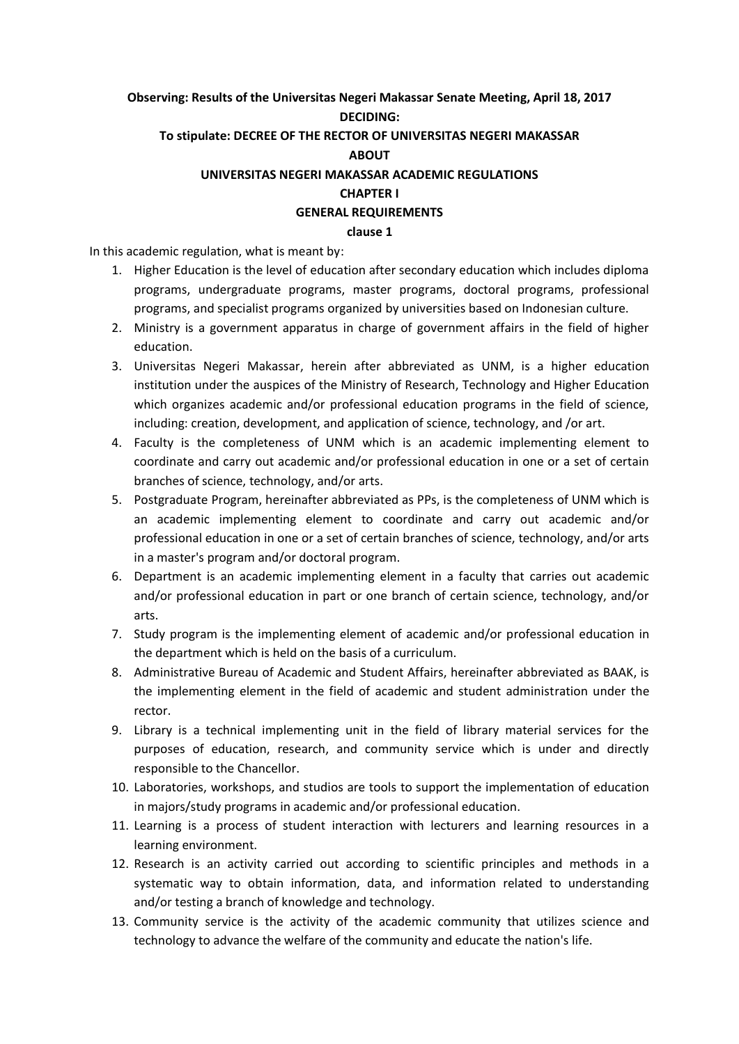**Observing: Results of the Universitas Negeri Makassar Senate Meeting, April 18, 2017**

**DECIDING:**

**To stipulate: DECREE OF THE RECTOR OF UNIVERSITAS NEGERI MAKASSAR**

**ABOUT**

**UNIVERSITAS NEGERI MAKASSAR ACADEMIC REGULATIONS**

## CHAPTER I

## GENERAL REQUIREMENTS

### clause 1

In this academic regulation, what is meant by:

1. Higher Education is the level of education after secondary education which includes diploma programs, undergraduate programs, master programs, doctoral programs, professional programs, and specialist programs organized by universities based on Indonesian culture.
2. Ministry is a government apparatus in charge of government affairs in the field of higher education.
3. Universitas Negeri Makassar, herein after abbreviated as UNM, is a higher education institution under the auspices of the Ministry of Research, Technology and Higher Education which organizes academic and/or professional education programs in the field of science, including: creation, development, and application of science, technology, and /or art.
4. Faculty is the completeness of UNM which is an academic implementing element to coordinate and carry out academic and/or professional education in one or a set of certain branches of science, technology, and/or arts.
5. Postgraduate Program, hereinafter abbreviated as PPs, is the completeness of UNM which is an academic implementing element to coordinate and carry out academic and/or professional education in one or a set of certain branches of science, technology, and/or arts in a master's program and/or doctoral program.
6. Department is an academic implementing element in a faculty that carries out academic and/or professional education in part or one branch of certain science, technology, and/or arts.
7. Study program is the implementing element of academic and/or professional education in the department which is held on the basis of a curriculum.
8. Administrative Bureau of Academic and Student Affairs, hereinafter abbreviated as BAAK, is the implementing element in the field of academic and student administration under the rector.
9. Library is a technical implementing unit in the field of library material services for the purposes of education, research, and community service which is under and directly responsible to the Chancellor.
10. Laboratories, workshops, and studios are tools to support the implementation of education in majors/study programs in academic and/or professional education.
11. Learning is a process of student interaction with lecturers and learning resources in a learning environment.
12. Research is an activity carried out according to scientific principles and methods in a systematic way to obtain information, data, and information related to understanding and/or testing a branch of knowledge and technology.
13. Community service is the activity of the academic community that utilizes science and technology to advance the welfare of the community and educate the nation's life.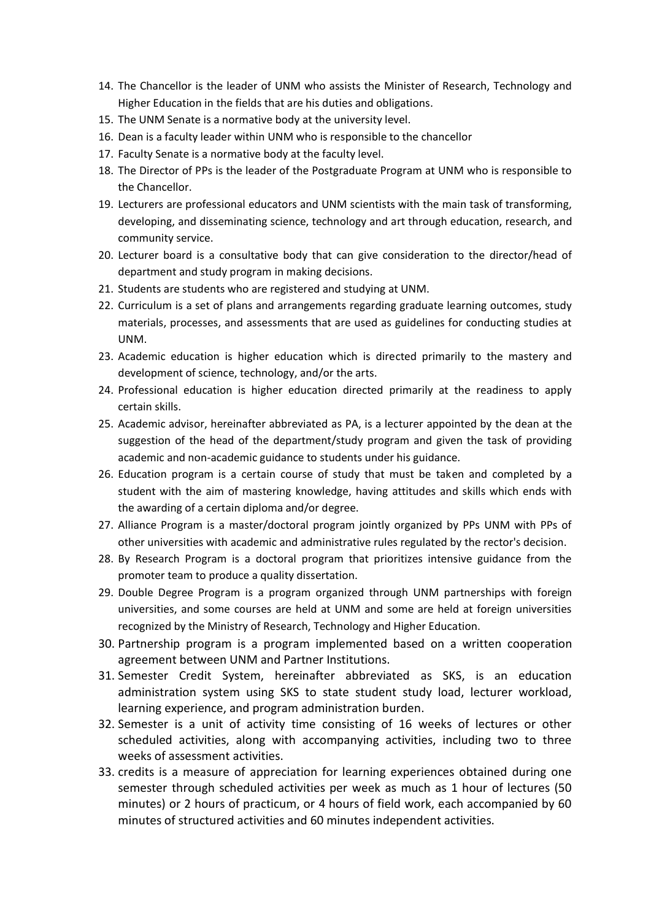14. The Chancellor is the leader of UNM who assists the Minister of Research, Technology and Higher Education in the fields that are his duties and obligations.
15. The UNM Senate is a normative body at the university level.
16. Dean is a faculty leader within UNM who is responsible to the chancellor
17. Faculty Senate is a normative body at the faculty level.
18. The Director of PPs is the leader of the Postgraduate Program at UNM who is responsible to the Chancellor.
19. Lecturers are professional educators and UNM scientists with the main task of transforming, developing, and disseminating science, technology and art through education, research, and community service.
20. Lecturer board is a consultative body that can give consideration to the director/head of department and study program in making decisions.
21. Students are students who are registered and studying at UNM.
22. Curriculum is a set of plans and arrangements regarding graduate learning outcomes, study materials, processes, and assessments that are used as guidelines for conducting studies at UNM.
23. Academic education is higher education which is directed primarily to the mastery and development of science, technology, and/or the arts.
24. Professional education is higher education directed primarily at the readiness to apply certain skills.
25. Academic advisor, hereinafter abbreviated as PA, is a lecturer appointed by the dean at the suggestion of the head of the department/study program and given the task of providing academic and non-academic guidance to students under his guidance.
26. Education program is a certain course of study that must be taken and completed by a student with the aim of mastering knowledge, having attitudes and skills which ends with the awarding of a certain diploma and/or degree.
27. Alliance Program is a master/doctoral program jointly organized by PPs UNM with PPs of other universities with academic and administrative rules regulated by the rector's decision.
28. By Research Program is a doctoral program that prioritizes intensive guidance from the promoter team to produce a quality dissertation.
29. Double Degree Program is a program organized through UNM partnerships with foreign universities, and some courses are held at UNM and some are held at foreign universities recognized by the Ministry of Research, Technology and Higher Education.
30. Partnership program is a program implemented based on a written cooperation agreement between UNM and Partner Institutions.
31. Semester Credit System, hereinafter abbreviated as SKS, is an education administration system using SKS to state student study load, lecturer workload, learning experience, and program administration burden.
32. Semester is a unit of activity time consisting of 16 weeks of lectures or other scheduled activities, along with accompanying activities, including two to three weeks of assessment activities.
33. credits is a measure of appreciation for learning experiences obtained during one semester through scheduled activities per week as much as 1 hour of lectures (50 minutes) or 2 hours of practicum, or 4 hours of field work, each accompanied by 60 minutes of structured activities and 60 minutes independent activities.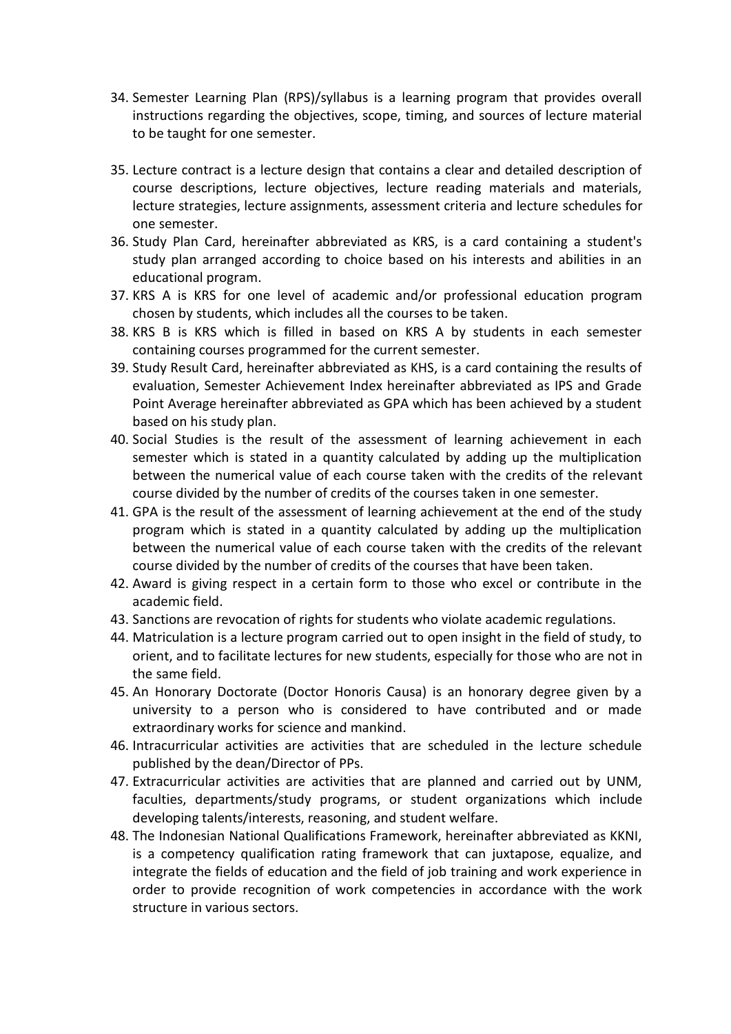34. Semester Learning Plan (RPS)/syllabus is a learning program that provides overall instructions regarding the objectives, scope, timing, and sources of lecture material to be taught for one semester.
35. Lecture contract is a lecture design that contains a clear and detailed description of course descriptions, lecture objectives, lecture reading materials and materials, lecture strategies, lecture assignments, assessment criteria and lecture schedules for one semester.
36. Study Plan Card, hereinafter abbreviated as KRS, is a card containing a student's study plan arranged according to choice based on his interests and abilities in an educational program.
37. KRS A is KRS for one level of academic and/or professional education program chosen by students, which includes all the courses to be taken.
38. KRS B is KRS which is filled in based on KRS A by students in each semester containing courses programmed for the current semester.
39. Study Result Card, hereinafter abbreviated as KHS, is a card containing the results of evaluation, Semester Achievement Index hereinafter abbreviated as IPS and Grade Point Average hereinafter abbreviated as GPA which has been achieved by a student based on his study plan.
40. Social Studies is the result of the assessment of learning achievement in each semester which is stated in a quantity calculated by adding up the multiplication between the numerical value of each course taken with the credits of the relevant course divided by the number of credits of the courses taken in one semester.
41. GPA is the result of the assessment of learning achievement at the end of the study program which is stated in a quantity calculated by adding up the multiplication between the numerical value of each course taken with the credits of the relevant course divided by the number of credits of the courses that have been taken.
42. Award is giving respect in a certain form to those who excel or contribute in the academic field.
43. Sanctions are revocation of rights for students who violate academic regulations.
44. Matriculation is a lecture program carried out to open insight in the field of study, to orient, and to facilitate lectures for new students, especially for those who are not in the same field.
45. An Honorary Doctorate (Doctor Honoris Causa) is an honorary degree given by a university to a person who is considered to have contributed and or made extraordinary works for science and mankind.
46. Intracurricular activities are activities that are scheduled in the lecture schedule published by the dean/Director of PPs.
47. Extracurricular activities are activities that are planned and carried out by UNM, faculties, departments/study programs, or student organizations which include developing talents/interests, reasoning, and student welfare.
48. The Indonesian National Qualifications Framework, hereinafter abbreviated as KKNI, is a competency qualification rating framework that can juxtapose, equalize, and integrate the fields of education and the field of job training and work experience in order to provide recognition of work competencies in accordance with the work structure in various sectors.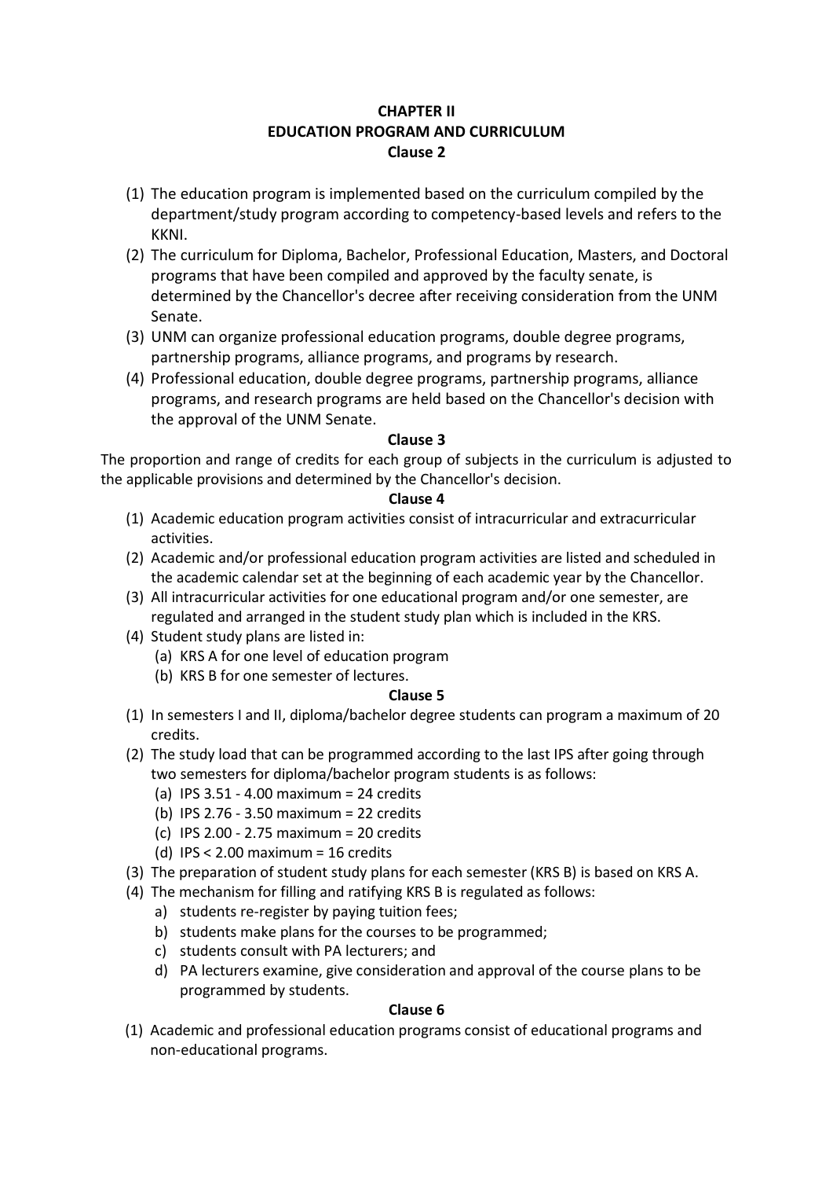# CHAPTER II
# EDUCATION PROGRAM AND CURRICULUM

## Clause 2

(1) The education program is implemented based on the curriculum compiled by the department/study program according to competency-based levels and refers to the KKNI.

(2) The curriculum for Diploma, Bachelor, Professional Education, Masters, and Doctoral programs that have been compiled and approved by the faculty senate, is determined by the Chancellor's decree after receiving consideration from the UNM Senate.

(3) UNM can organize professional education programs, double degree programs, partnership programs, alliance programs, and programs by research.

(4) Professional education, double degree programs, partnership programs, alliance programs, and research programs are held based on the Chancellor's decision with the approval of the UNM Senate.

## Clause 3

The proportion and range of credits for each group of subjects in the curriculum is adjusted to the applicable provisions and determined by the Chancellor's decision.

## Clause 4

(1) Academic education program activities consist of intracurricular and extracurricular activities.

(2) Academic and/or professional education program activities are listed and scheduled in the academic calendar set at the beginning of each academic year by the Chancellor.

(3) All intracurricular activities for one educational program and/or one semester, are regulated and arranged in the student study plan which is included in the KRS.

(4) Student study plans are listed in:
   (a) KRS A for one level of education program
   (b) KRS B for one semester of lectures.

## Clause 5

(1) In semesters I and II, diploma/bachelor degree students can program a maximum of 20 credits.

(2) The study load that can be programmed according to the last IPS after going through two semesters for diploma/bachelor program students is as follows:
   (a) IPS 3.51 - 4.00 maximum = 24 credits
   (b) IPS 2.76 - 3.50 maximum = 22 credits
   (c) IPS 2.00 - 2.75 maximum = 20 credits
   (d) IPS < 2.00 maximum = 16 credits

(3) The preparation of student study plans for each semester (KRS B) is based on KRS A.

(4) The mechanism for filling and ratifying KRS B is regulated as follows:
   a) students re-register by paying tuition fees;
   b) students make plans for the courses to be programmed;
   c) students consult with PA lecturers; and
   d) PA lecturers examine, give consideration and approval of the course plans to be programmed by students.

## Clause 6

(1) Academic and professional education programs consist of educational programs and non-educational programs.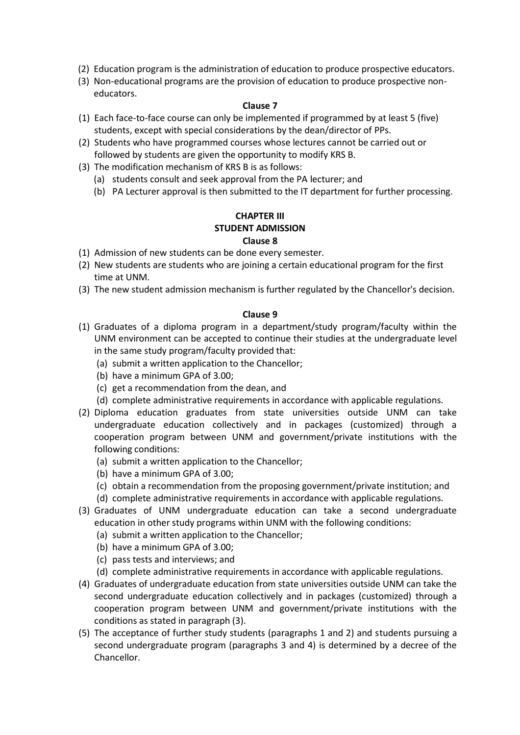(2) Education program is the administration of education to produce prospective educators.
(3) Non-educational programs are the provision of education to produce prospective non-educators.

**Clause 7**

(1) Each face-to-face course can only be implemented if programmed by at least 5 (five) students, except with special considerations by the dean/director of PPs.
(2) Students who have programmed courses whose lectures cannot be carried out or followed by students are given the opportunity to modify KRS B.
(3) The modification mechanism of KRS B is as follows:
    (a) students consult and seek approval from the PA lecturer; and
    (b) PA Lecturer approval is then submitted to the IT department for further processing.

## CHAPTER III
## STUDENT ADMISSION

**Clause 8**

(1) Admission of new students can be done every semester.
(2) New students are students who are joining a certain educational program for the first time at UNM.
(3) The new student admission mechanism is further regulated by the Chancellor's decision.

**Clause 9**

(1) Graduates of a diploma program in a department/study program/faculty within the UNM environment can be accepted to continue their studies at the undergraduate level in the same study program/faculty provided that:
    (a) submit a written application to the Chancellor;
    (b) have a minimum GPA of 3.00;
    (c) get a recommendation from the dean, and
    (d) complete administrative requirements in accordance with applicable regulations.
(2) Diploma education graduates from state universities outside UNM can take undergraduate education collectively and in packages (customized) through a cooperation program between UNM and government/private institutions with the following conditions:
    (a) submit a written application to the Chancellor;
    (b) have a minimum GPA of 3.00;
    (c) obtain a recommendation from the proposing government/private institution; and
    (d) complete administrative requirements in accordance with applicable regulations.
(3) Graduates of UNM undergraduate education can take a second undergraduate education in other study programs within UNM with the following conditions:
    (a) submit a written application to the Chancellor;
    (b) have a minimum GPA of 3.00;
    (c) pass tests and interviews; and
    (d) complete administrative requirements in accordance with applicable regulations.
(4) Graduates of undergraduate education from state universities outside UNM can take the second undergraduate education collectively and in packages (customized) through a cooperation program between UNM and government/private institutions with the conditions as stated in paragraph (3).
(5) The acceptance of further study students (paragraphs 1 and 2) and students pursuing a second undergraduate program (paragraphs 3 and 4) is determined by a decree of the Chancellor.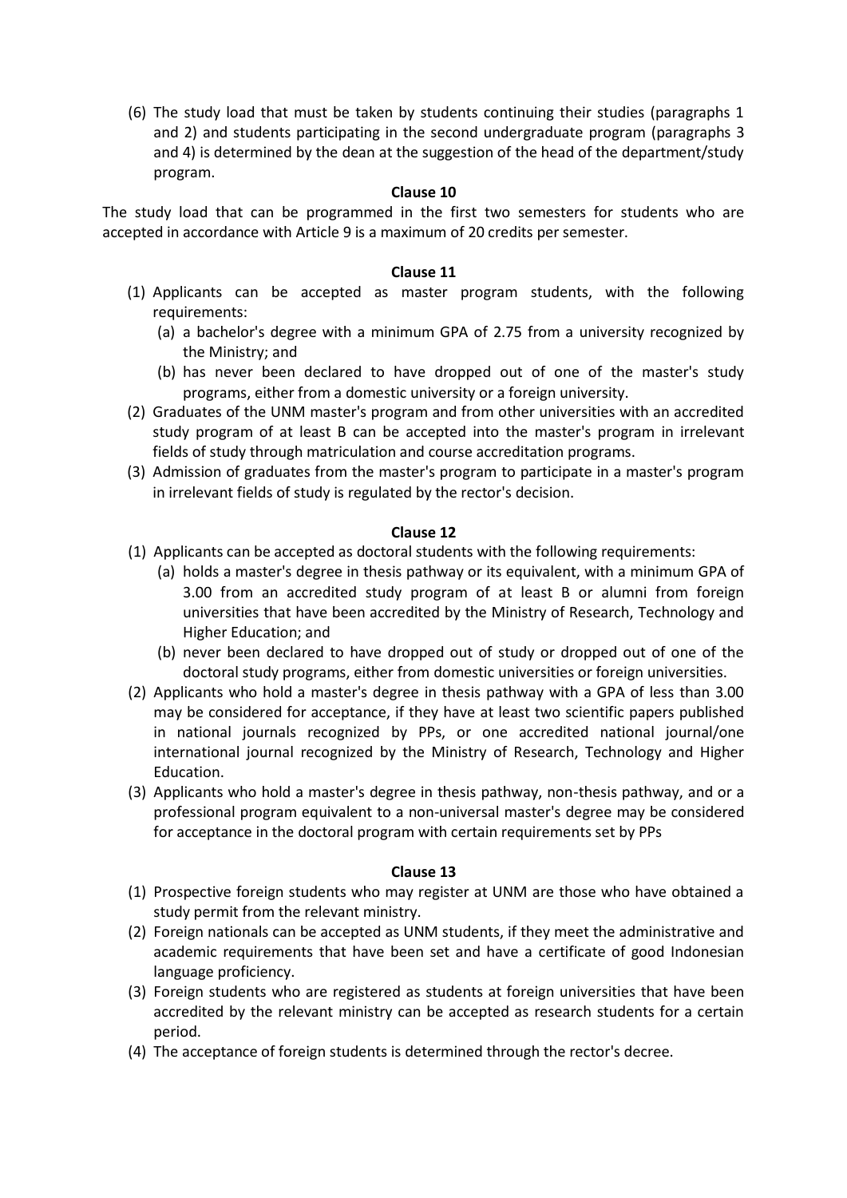(6) The study load that must be taken by students continuing their studies (paragraphs 1 and 2) and students participating in the second undergraduate program (paragraphs 3 and 4) is determined by the dean at the suggestion of the head of the department/study program.

**Clause 10**

The study load that can be programmed in the first two semesters for students who are accepted in accordance with Article 9 is a maximum of 20 credits per semester.

**Clause 11**

(1) Applicants can be accepted as master program students, with the following requirements:
  (a) a bachelor's degree with a minimum GPA of 2.75 from a university recognized by the Ministry; and
  (b) has never been declared to have dropped out of one of the master's study programs, either from a domestic university or a foreign university.

(2) Graduates of the UNM master's program and from other universities with an accredited study program of at least B can be accepted into the master's program in irrelevant fields of study through matriculation and course accreditation programs.

(3) Admission of graduates from the master's program to participate in a master's program in irrelevant fields of study is regulated by the rector's decision.

**Clause 12**

(1) Applicants can be accepted as doctoral students with the following requirements:
  (a) holds a master's degree in thesis pathway or its equivalent, with a minimum GPA of 3.00 from an accredited study program of at least B or alumni from foreign universities that have been accredited by the Ministry of Research, Technology and Higher Education; and
  (b) never been declared to have dropped out of study or dropped out of one of the doctoral study programs, either from domestic universities or foreign universities.

(2) Applicants who hold a master's degree in thesis pathway with a GPA of less than 3.00 may be considered for acceptance, if they have at least two scientific papers published in national journals recognized by PPs, or one accredited national journal/one international journal recognized by the Ministry of Research, Technology and Higher Education.

(3) Applicants who hold a master's degree in thesis pathway, non-thesis pathway, and or a professional program equivalent to a non-universal master's degree may be considered for acceptance in the doctoral program with certain requirements set by PPs

**Clause 13**

(1) Prospective foreign students who may register at UNM are those who have obtained a study permit from the relevant ministry.

(2) Foreign nationals can be accepted as UNM students, if they meet the administrative and academic requirements that have been set and have a certificate of good Indonesian language proficiency.

(3) Foreign students who are registered as students at foreign universities that have been accredited by the relevant ministry can be accepted as research students for a certain period.

(4) The acceptance of foreign students is determined through the rector's decree.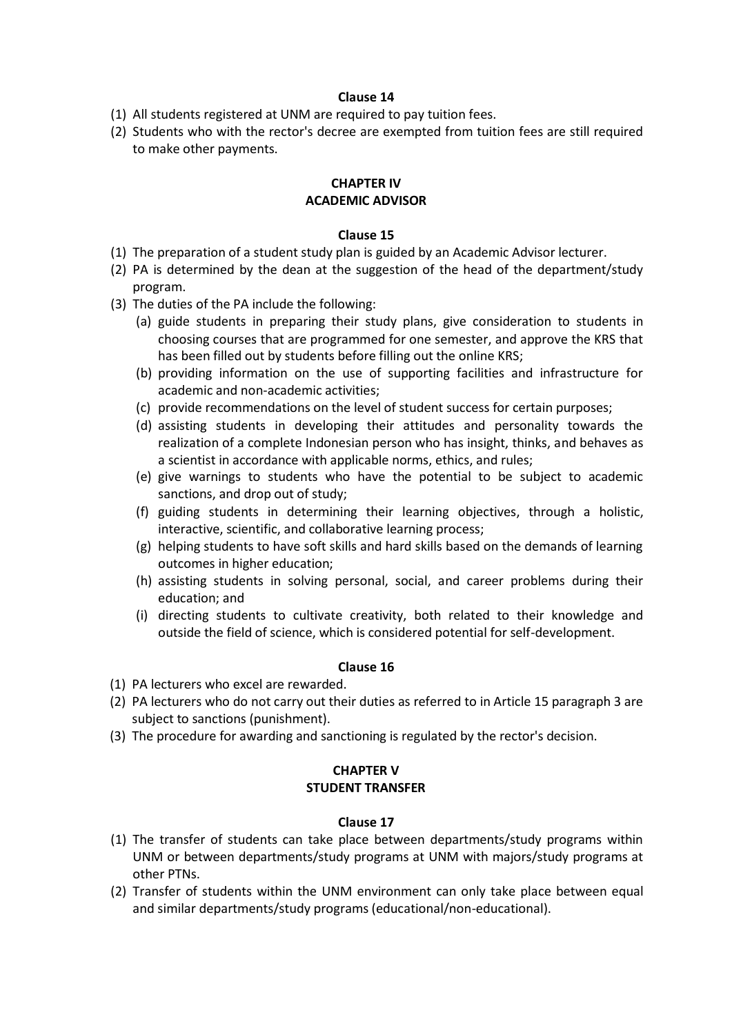**Clause 14**

(1) All students registered at UNM are required to pay tuition fees.
(2) Students who with the rector's decree are exempted from tuition fees are still required to make other payments.

## CHAPTER IV
## ACADEMIC ADVISOR

**Clause 15**

(1) The preparation of a student study plan is guided by an Academic Advisor lecturer.
(2) PA is determined by the dean at the suggestion of the head of the department/study program.
(3) The duties of the PA include the following:
   (a) guide students in preparing their study plans, give consideration to students in choosing courses that are programmed for one semester, and approve the KRS that has been filled out by students before filling out the online KRS;
   (b) providing information on the use of supporting facilities and infrastructure for academic and non-academic activities;
   (c) provide recommendations on the level of student success for certain purposes;
   (d) assisting students in developing their attitudes and personality towards the realization of a complete Indonesian person who has insight, thinks, and behaves as a scientist in accordance with applicable norms, ethics, and rules;
   (e) give warnings to students who have the potential to be subject to academic sanctions, and drop out of study;
   (f) guiding students in determining their learning objectives, through a holistic, interactive, scientific, and collaborative learning process;
   (g) helping students to have soft skills and hard skills based on the demands of learning outcomes in higher education;
   (h) assisting students in solving personal, social, and career problems during their education; and
   (i) directing students to cultivate creativity, both related to their knowledge and outside the field of science, which is considered potential for self-development.

**Clause 16**

(1) PA lecturers who excel are rewarded.
(2) PA lecturers who do not carry out their duties as referred to in Article 15 paragraph 3 are subject to sanctions (punishment).
(3) The procedure for awarding and sanctioning is regulated by the rector's decision.

## CHAPTER V
## STUDENT TRANSFER

**Clause 17**

(1) The transfer of students can take place between departments/study programs within UNM or between departments/study programs at UNM with majors/study programs at other PTNs.
(2) Transfer of students within the UNM environment can only take place between equal and similar departments/study programs (educational/non-educational).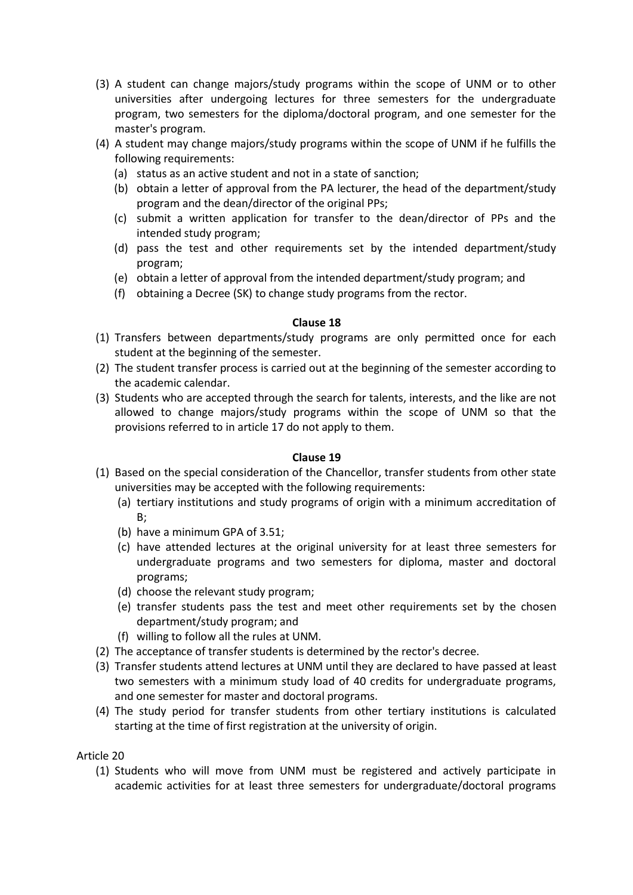(3) A student can change majors/study programs within the scope of UNM or to other universities after undergoing lectures for three semesters for the undergraduate program, two semesters for the diploma/doctoral program, and one semester for the master's program.

(4) A student may change majors/study programs within the scope of UNM if he fulfills the following requirements:
   - (a) status as an active student and not in a state of sanction;
   - (b) obtain a letter of approval from the PA lecturer, the head of the department/study program and the dean/director of the original PPs;
   - (c) submit a written application for transfer to the dean/director of PPs and the intended study program;
   - (d) pass the test and other requirements set by the intended department/study program;
   - (e) obtain a letter of approval from the intended department/study program; and
   - (f) obtaining a Decree (SK) to change study programs from the rector.

**Clause 18**

(1) Transfers between departments/study programs are only permitted once for each student at the beginning of the semester.

(2) The student transfer process is carried out at the beginning of the semester according to the academic calendar.

(3) Students who are accepted through the search for talents, interests, and the like are not allowed to change majors/study programs within the scope of UNM so that the provisions referred to in article 17 do not apply to them.

**Clause 19**

(1) Based on the special consideration of the Chancellor, transfer students from other state universities may be accepted with the following requirements:
   - (a) tertiary institutions and study programs of origin with a minimum accreditation of B;
   - (b) have a minimum GPA of 3.51;
   - (c) have attended lectures at the original university for at least three semesters for undergraduate programs and two semesters for diploma, master and doctoral programs;
   - (d) choose the relevant study program;
   - (e) transfer students pass the test and meet other requirements set by the chosen department/study program; and
   - (f) willing to follow all the rules at UNM.

(2) The acceptance of transfer students is determined by the rector's decree.

(3) Transfer students attend lectures at UNM until they are declared to have passed at least two semesters with a minimum study load of 40 credits for undergraduate programs, and one semester for master and doctoral programs.

(4) The study period for transfer students from other tertiary institutions is calculated starting at the time of first registration at the university of origin.

Article 20

(1) Students who will move from UNM must be registered and actively participate in academic activities for at least three semesters for undergraduate/doctoral programs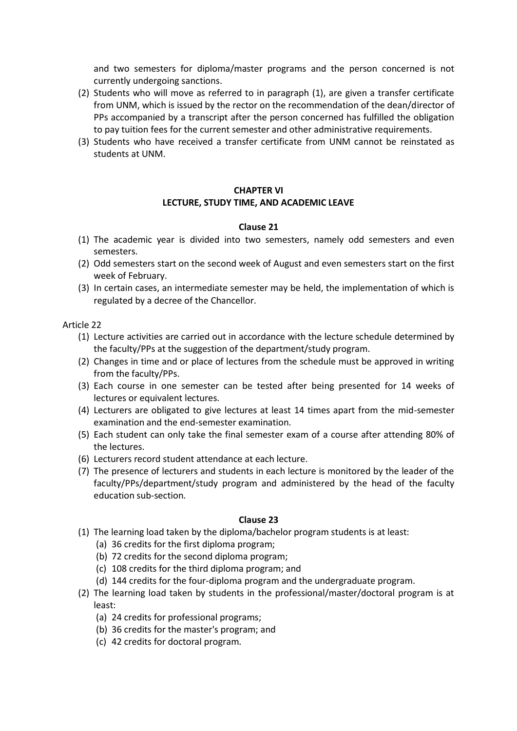and two semesters for diploma/master programs and the person concerned is not currently undergoing sanctions.

(2) Students who will move as referred to in paragraph (1), are given a transfer certificate from UNM, which is issued by the rector on the recommendation of the dean/director of PPs accompanied by a transcript after the person concerned has fulfilled the obligation to pay tuition fees for the current semester and other administrative requirements.

(3) Students who have received a transfer certificate from UNM cannot be reinstated as students at UNM.

## CHAPTER VI
## LECTURE, STUDY TIME, AND ACADEMIC LEAVE

### Clause 21

(1) The academic year is divided into two semesters, namely odd semesters and even semesters.

(2) Odd semesters start on the second week of August and even semesters start on the first week of February.

(3) In certain cases, an intermediate semester may be held, the implementation of which is regulated by a decree of the Chancellor.

Article 22

(1) Lecture activities are carried out in accordance with the lecture schedule determined by the faculty/PPs at the suggestion of the department/study program.

(2) Changes in time and or place of lectures from the schedule must be approved in writing from the faculty/PPs.

(3) Each course in one semester can be tested after being presented for 14 weeks of lectures or equivalent lectures.

(4) Lecturers are obligated to give lectures at least 14 times apart from the mid-semester examination and the end-semester examination.

(5) Each student can only take the final semester exam of a course after attending 80% of the lectures.

(6) Lecturers record student attendance at each lecture.

(7) The presence of lecturers and students in each lecture is monitored by the leader of the faculty/PPs/department/study program and administered by the head of the faculty education sub-section.

### Clause 23

(1) The learning load taken by the diploma/bachelor program students is at least:
   (a) 36 credits for the first diploma program;
   (b) 72 credits for the second diploma program;
   (c) 108 credits for the third diploma program; and
   (d) 144 credits for the four-diploma program and the undergraduate program.

(2) The learning load taken by students in the professional/master/doctoral program is at least:
   (a) 24 credits for professional programs;
   (b) 36 credits for the master's program; and
   (c) 42 credits for doctoral program.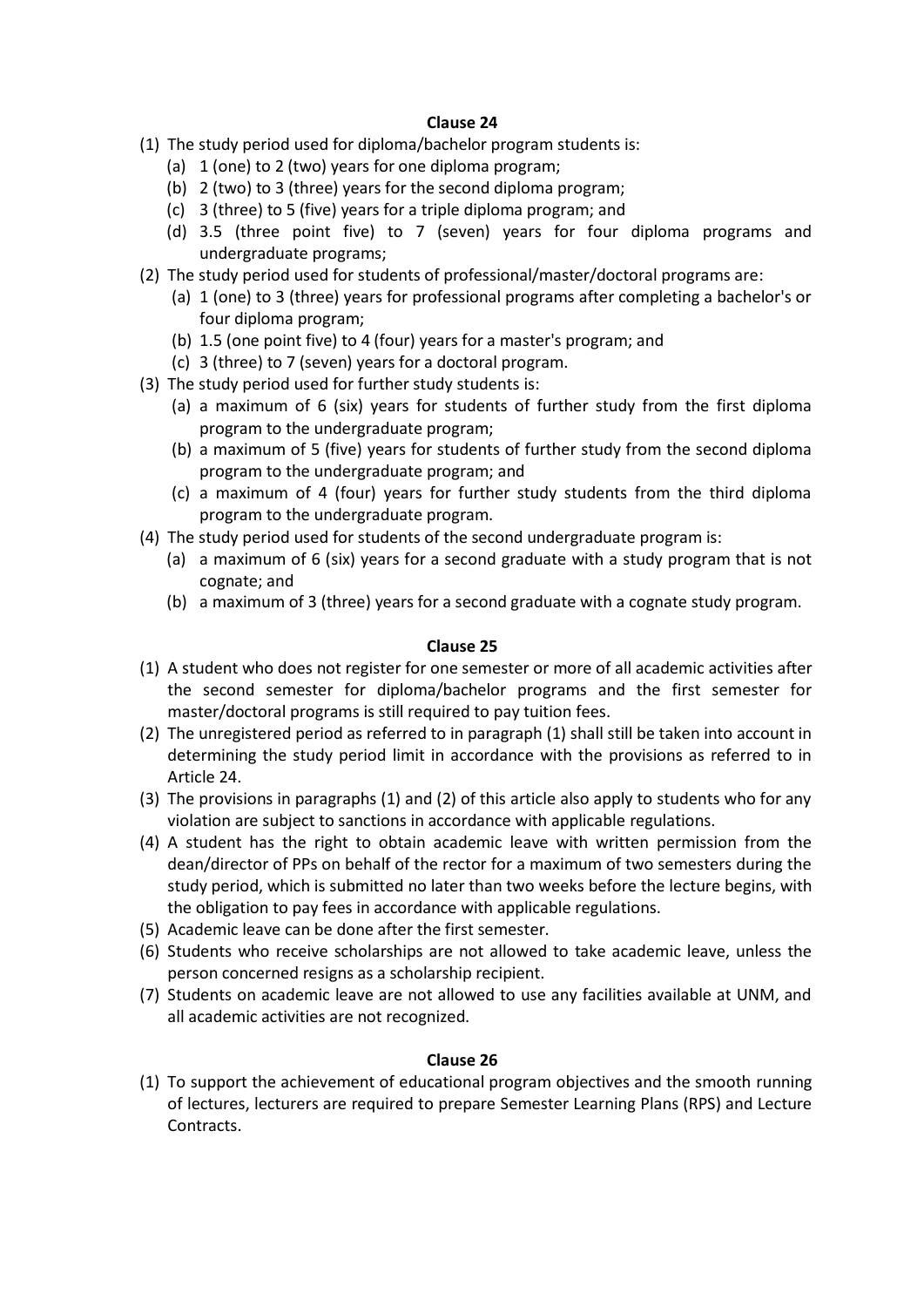### Clause 24

(1) The study period used for diploma/bachelor program students is:
   (a) 1 (one) to 2 (two) years for one diploma program;
   (b) 2 (two) to 3 (three) years for the second diploma program;
   (c) 3 (three) to 5 (five) years for a triple diploma program; and
   (d) 3.5 (three point five) to 7 (seven) years for four diploma programs and undergraduate programs;

(2) The study period used for students of professional/master/doctoral programs are:
   (a) 1 (one) to 3 (three) years for professional programs after completing a bachelor's or four diploma program;
   (b) 1.5 (one point five) to 4 (four) years for a master's program; and
   (c) 3 (three) to 7 (seven) years for a doctoral program.

(3) The study period used for further study students is:
   (a) a maximum of 6 (six) years for students of further study from the first diploma program to the undergraduate program;
   (b) a maximum of 5 (five) years for students of further study from the second diploma program to the undergraduate program; and
   (c) a maximum of 4 (four) years for further study students from the third diploma program to the undergraduate program.

(4) The study period used for students of the second undergraduate program is:
   (a) a maximum of 6 (six) years for a second graduate with a study program that is not cognate; and
   (b) a maximum of 3 (three) years for a second graduate with a cognate study program.

### Clause 25

(1) A student who does not register for one semester or more of all academic activities after the second semester for diploma/bachelor programs and the first semester for master/doctoral programs is still required to pay tuition fees.

(2) The unregistered period as referred to in paragraph (1) shall still be taken into account in determining the study period limit in accordance with the provisions as referred to in Article 24.

(3) The provisions in paragraphs (1) and (2) of this article also apply to students who for any violation are subject to sanctions in accordance with applicable regulations.

(4) A student has the right to obtain academic leave with written permission from the dean/director of PPs on behalf of the rector for a maximum of two semesters during the study period, which is submitted no later than two weeks before the lecture begins, with the obligation to pay fees in accordance with applicable regulations.

(5) Academic leave can be done after the first semester.

(6) Students who receive scholarships are not allowed to take academic leave, unless the person concerned resigns as a scholarship recipient.

(7) Students on academic leave are not allowed to use any facilities available at UNM, and all academic activities are not recognized.

### Clause 26

(1) To support the achievement of educational program objectives and the smooth running of lectures, lecturers are required to prepare Semester Learning Plans (RPS) and Lecture Contracts.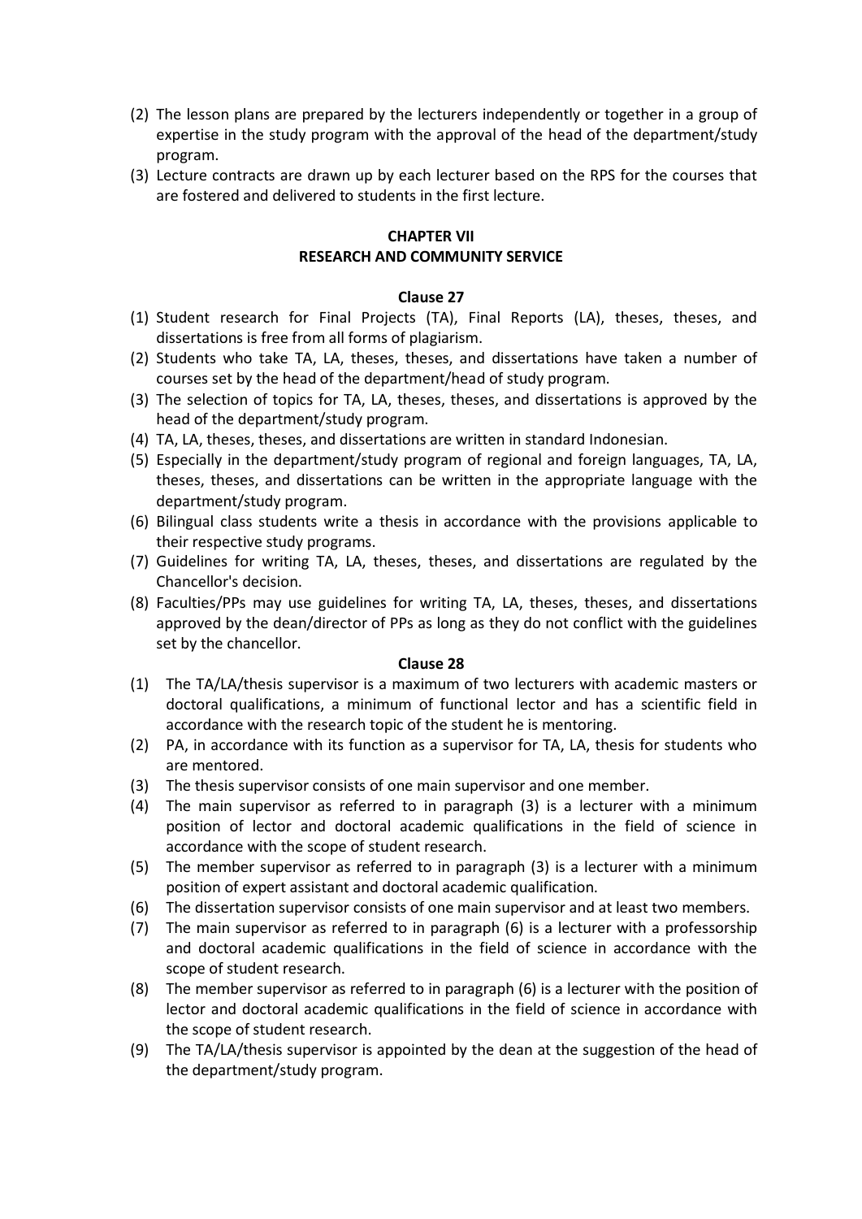(2) The lesson plans are prepared by the lecturers independently or together in a group of expertise in the study program with the approval of the head of the department/study program.
(3) Lecture contracts are drawn up by each lecturer based on the RPS for the courses that are fostered and delivered to students in the first lecture.

## CHAPTER VII
## RESEARCH AND COMMUNITY SERVICE

### Clause 27

(1) Student research for Final Projects (TA), Final Reports (LA), theses, theses, and dissertations is free from all forms of plagiarism.
(2) Students who take TA, LA, theses, theses, and dissertations have taken a number of courses set by the head of the department/head of study program.
(3) The selection of topics for TA, LA, theses, theses, and dissertations is approved by the head of the department/study program.
(4) TA, LA, theses, theses, and dissertations are written in standard Indonesian.
(5) Especially in the department/study program of regional and foreign languages, TA, LA, theses, theses, and dissertations can be written in the appropriate language with the department/study program.
(6) Bilingual class students write a thesis in accordance with the provisions applicable to their respective study programs.
(7) Guidelines for writing TA, LA, theses, theses, and dissertations are regulated by the Chancellor's decision.
(8) Faculties/PPs may use guidelines for writing TA, LA, theses, theses, and dissertations approved by the dean/director of PPs as long as they do not conflict with the guidelines set by the chancellor.

### Clause 28

(1) The TA/LA/thesis supervisor is a maximum of two lecturers with academic masters or doctoral qualifications, a minimum of functional lector and has a scientific field in accordance with the research topic of the student he is mentoring.
(2) PA, in accordance with its function as a supervisor for TA, LA, thesis for students who are mentored.
(3) The thesis supervisor consists of one main supervisor and one member.
(4) The main supervisor as referred to in paragraph (3) is a lecturer with a minimum position of lector and doctoral academic qualifications in the field of science in accordance with the scope of student research.
(5) The member supervisor as referred to in paragraph (3) is a lecturer with a minimum position of expert assistant and doctoral academic qualification.
(6) The dissertation supervisor consists of one main supervisor and at least two members.
(7) The main supervisor as referred to in paragraph (6) is a lecturer with a professorship and doctoral academic qualifications in the field of science in accordance with the scope of student research.
(8) The member supervisor as referred to in paragraph (6) is a lecturer with the position of lector and doctoral academic qualifications in the field of science in accordance with the scope of student research.
(9) The TA/LA/thesis supervisor is appointed by the dean at the suggestion of the head of the department/study program.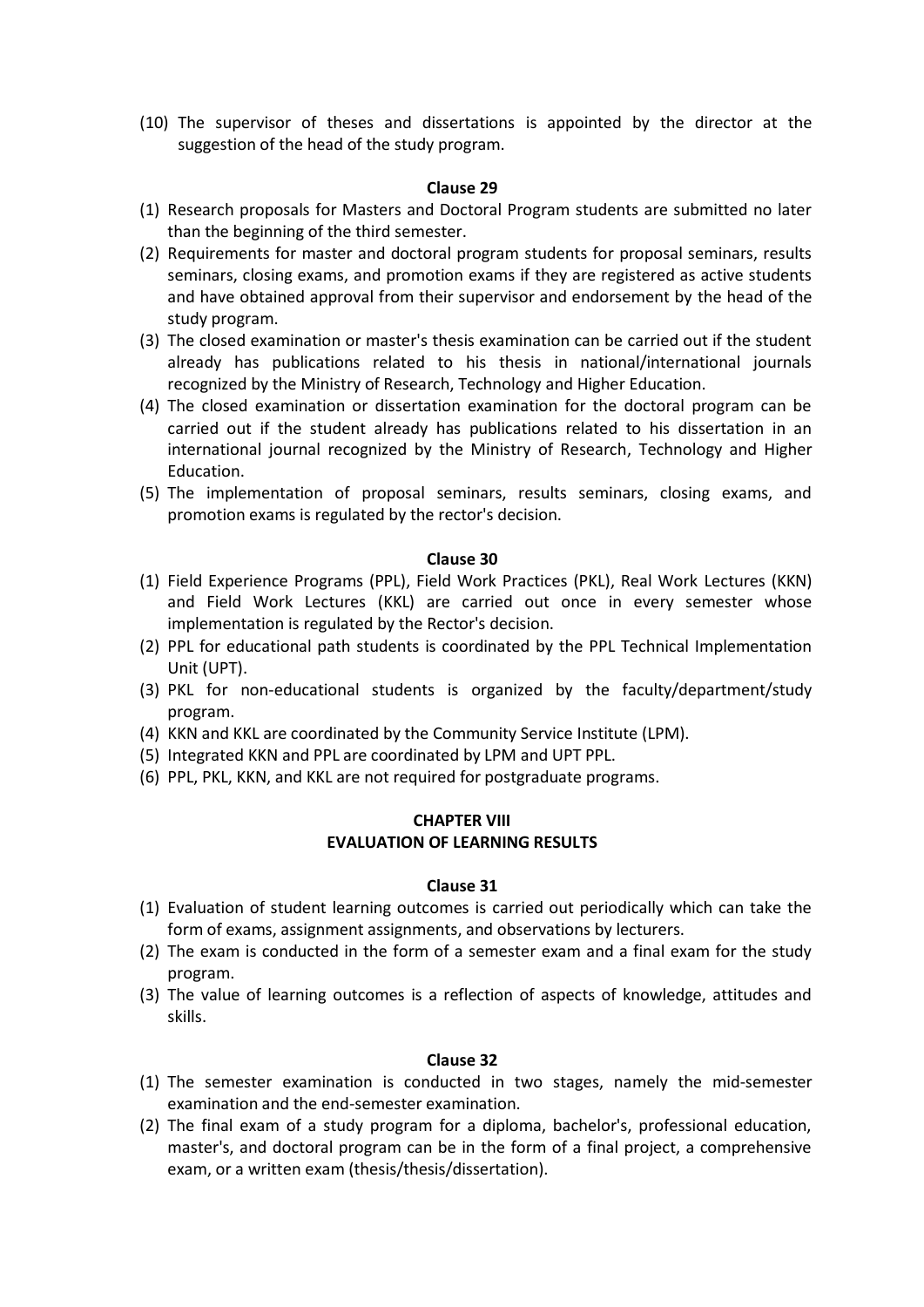(10) The supervisor of theses and dissertations is appointed by the director at the suggestion of the head of the study program.

### Clause 29

(1) Research proposals for Masters and Doctoral Program students are submitted no later than the beginning of the third semester.

(2) Requirements for master and doctoral program students for proposal seminars, results seminars, closing exams, and promotion exams if they are registered as active students and have obtained approval from their supervisor and endorsement by the head of the study program.

(3) The closed examination or master's thesis examination can be carried out if the student already has publications related to his thesis in national/international journals recognized by the Ministry of Research, Technology and Higher Education.

(4) The closed examination or dissertation examination for the doctoral program can be carried out if the student already has publications related to his dissertation in an international journal recognized by the Ministry of Research, Technology and Higher Education.

(5) The implementation of proposal seminars, results seminars, closing exams, and promotion exams is regulated by the rector's decision.

### Clause 30

(1) Field Experience Programs (PPL), Field Work Practices (PKL), Real Work Lectures (KKN) and Field Work Lectures (KKL) are carried out once in every semester whose implementation is regulated by the Rector's decision.

(2) PPL for educational path students is coordinated by the PPL Technical Implementation Unit (UPT).

(3) PKL for non-educational students is organized by the faculty/department/study program.

(4) KKN and KKL are coordinated by the Community Service Institute (LPM).

(5) Integrated KKN and PPL are coordinated by LPM and UPT PPL.

(6) PPL, PKL, KKN, and KKL are not required for postgraduate programs.

## CHAPTER VIII
## EVALUATION OF LEARNING RESULTS

### Clause 31

(1) Evaluation of student learning outcomes is carried out periodically which can take the form of exams, assignment assignments, and observations by lecturers.

(2) The exam is conducted in the form of a semester exam and a final exam for the study program.

(3) The value of learning outcomes is a reflection of aspects of knowledge, attitudes and skills.

### Clause 32

(1) The semester examination is conducted in two stages, namely the mid-semester examination and the end-semester examination.

(2) The final exam of a study program for a diploma, bachelor's, professional education, master's, and doctoral program can be in the form of a final project, a comprehensive exam, or a written exam (thesis/thesis/dissertation).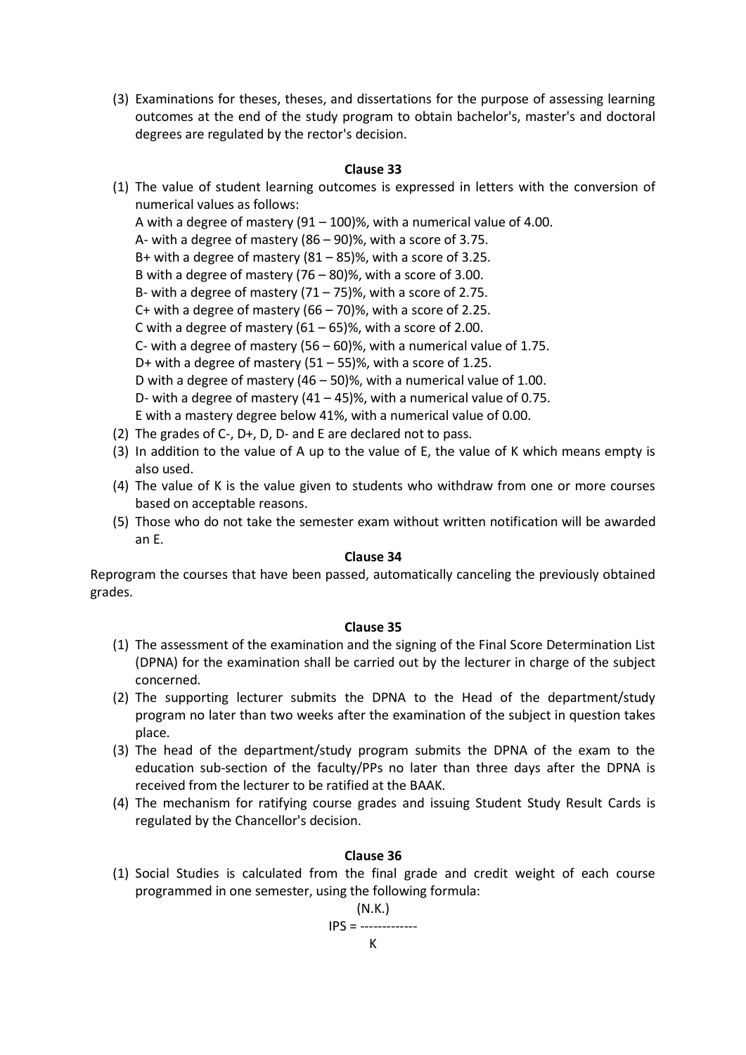(3) Examinations for theses, theses, and dissertations for the purpose of assessing learning outcomes at the end of the study program to obtain bachelor's, master's and doctoral degrees are regulated by the rector's decision.

**Clause 33**

(1) The value of student learning outcomes is expressed in letters with the conversion of numerical values as follows:
A with a degree of mastery (91 – 100)%, with a numerical value of 4.00.
A- with a degree of mastery (86 – 90)%, with a score of 3.75.
B+ with a degree of mastery (81 – 85)%, with a score of 3.25.
B with a degree of mastery (76 – 80)%, with a score of 3.00.
B- with a degree of mastery (71 – 75)%, with a score of 2.75.
C+ with a degree of mastery (66 – 70)%, with a score of 2.25.
C with a degree of mastery (61 – 65)%, with a score of 2.00.
C- with a degree of mastery (56 – 60)%, with a numerical value of 1.75.
D+ with a degree of mastery (51 – 55)%, with a score of 1.25.
D with a degree of mastery (46 – 50)%, with a numerical value of 1.00.
D- with a degree of mastery (41 – 45)%, with a numerical value of 0.75.
E with a mastery degree below 41%, with a numerical value of 0.00.

(2) The grades of C-, D+, D, D- and E are declared not to pass.

(3) In addition to the value of A up to the value of E, the value of K which means empty is also used.

(4) The value of K is the value given to students who withdraw from one or more courses based on acceptable reasons.

(5) Those who do not take the semester exam without written notification will be awarded an E.

**Clause 34**

Reprogram the courses that have been passed, automatically canceling the previously obtained grades.

**Clause 35**

(1) The assessment of the examination and the signing of the Final Score Determination List (DPNA) for the examination shall be carried out by the lecturer in charge of the subject concerned.

(2) The supporting lecturer submits the DPNA to the Head of the department/study program no later than two weeks after the examination of the subject in question takes place.

(3) The head of the department/study program submits the DPNA of the exam to the education sub-section of the faculty/PPs no later than three days after the DPNA is received from the lecturer to be ratified at the BAAK.

(4) The mechanism for ratifying course grades and issuing Student Study Result Cards is regulated by the Chancellor's decision.

**Clause 36**

(1) Social Studies is calculated from the final grade and credit weight of each course programmed in one semester, using the following formula:

$$IPS = \frac{(N.K.)}{K}$$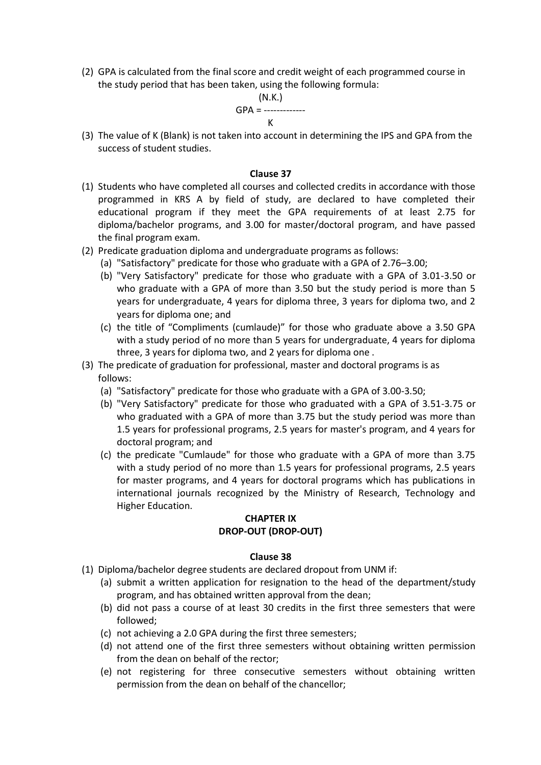(2) GPA is calculated from the final score and credit weight of each programmed course in the study period that has been taken, using the following formula:

$$GPA = \frac{(N.K.)}{K}$$

(3) The value of K (Blank) is not taken into account in determining the IPS and GPA from the success of student studies.

**Clause 37**

(1) Students who have completed all courses and collected credits in accordance with those programmed in KRS A by field of study, are declared to have completed their educational program if they meet the GPA requirements of at least 2.75 for diploma/bachelor programs, and 3.00 for master/doctoral program, and have passed the final program exam.

(2) Predicate graduation diploma and undergraduate programs as follows:

   (a) "Satisfactory" predicate for those who graduate with a GPA of 2.76–3.00;

   (b) "Very Satisfactory" predicate for those who graduate with a GPA of 3.01-3.50 or who graduate with a GPA of more than 3.50 but the study period is more than 5 years for undergraduate, 4 years for diploma three, 3 years for diploma two, and 2 years for diploma one; and

   (c) the title of "Compliments (cumlaude)" for those who graduate above a 3.50 GPA with a study period of no more than 5 years for undergraduate, 4 years for diploma three, 3 years for diploma two, and 2 years for diploma one .

(3) The predicate of graduation for professional, master and doctoral programs is as follows:

   (a) "Satisfactory" predicate for those who graduate with a GPA of 3.00-3.50;

   (b) "Very Satisfactory" predicate for those who graduated with a GPA of 3.51-3.75 or who graduated with a GPA of more than 3.75 but the study period was more than 1.5 years for professional programs, 2.5 years for master's program, and 4 years for doctoral program; and

   (c) the predicate "Cumlaude" for those who graduate with a GPA of more than 3.75 with a study period of no more than 1.5 years for professional programs, 2.5 years for master programs, and 4 years for doctoral programs which has publications in international journals recognized by the Ministry of Research, Technology and Higher Education.

## CHAPTER IX
## DROP-OUT (DROP-OUT)

**Clause 38**

(1) Diploma/bachelor degree students are declared dropout from UNM if:

   (a) submit a written application for resignation to the head of the department/study program, and has obtained written approval from the dean;

   (b) did not pass a course of at least 30 credits in the first three semesters that were followed;

   (c) not achieving a 2.0 GPA during the first three semesters;

   (d) not attend one of the first three semesters without obtaining written permission from the dean on behalf of the rector;

   (e) not registering for three consecutive semesters without obtaining written permission from the dean on behalf of the chancellor;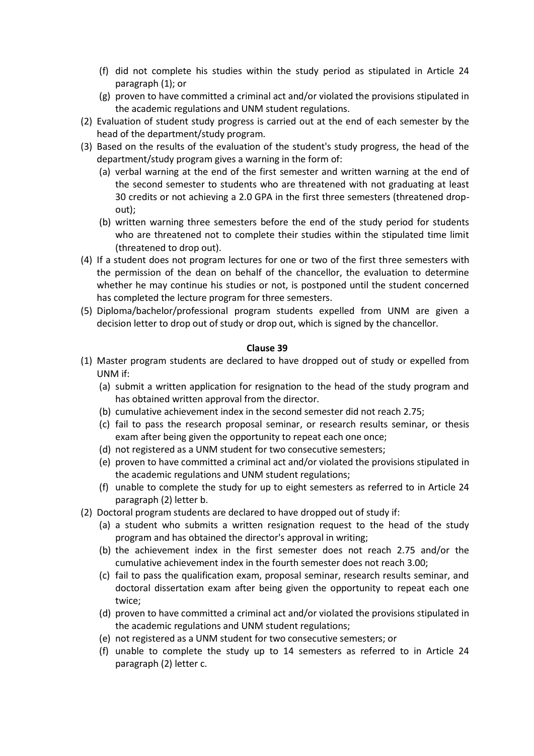(f) did not complete his studies within the study period as stipulated in Article 24 paragraph (1); or

(g) proven to have committed a criminal act and/or violated the provisions stipulated in the academic regulations and UNM student regulations.

(2) Evaluation of student study progress is carried out at the end of each semester by the head of the department/study program.

(3) Based on the results of the evaluation of the student's study progress, the head of the department/study program gives a warning in the form of:

(a) verbal warning at the end of the first semester and written warning at the end of the second semester to students who are threatened with not graduating at least 30 credits or not achieving a 2.0 GPA in the first three semesters (threatened drop-out);

(b) written warning three semesters before the end of the study period for students who are threatened not to complete their studies within the stipulated time limit (threatened to drop out).

(4) If a student does not program lectures for one or two of the first three semesters with the permission of the dean on behalf of the chancellor, the evaluation to determine whether he may continue his studies or not, is postponed until the student concerned has completed the lecture program for three semesters.

(5) Diploma/bachelor/professional program students expelled from UNM are given a decision letter to drop out of study or drop out, which is signed by the chancellor.

**Clause 39**

(1) Master program students are declared to have dropped out of study or expelled from UNM if:

(a) submit a written application for resignation to the head of the study program and has obtained written approval from the director.

(b) cumulative achievement index in the second semester did not reach 2.75;

(c) fail to pass the research proposal seminar, or research results seminar, or thesis exam after being given the opportunity to repeat each one once;

(d) not registered as a UNM student for two consecutive semesters;

(e) proven to have committed a criminal act and/or violated the provisions stipulated in the academic regulations and UNM student regulations;

(f) unable to complete the study for up to eight semesters as referred to in Article 24 paragraph (2) letter b.

(2) Doctoral program students are declared to have dropped out of study if:

(a) a student who submits a written resignation request to the head of the study program and has obtained the director's approval in writing;

(b) the achievement index in the first semester does not reach 2.75 and/or the cumulative achievement index in the fourth semester does not reach 3.00;

(c) fail to pass the qualification exam, proposal seminar, research results seminar, and doctoral dissertation exam after being given the opportunity to repeat each one twice;

(d) proven to have committed a criminal act and/or violated the provisions stipulated in the academic regulations and UNM student regulations;

(e) not registered as a UNM student for two consecutive semesters; or

(f) unable to complete the study up to 14 semesters as referred to in Article 24 paragraph (2) letter c.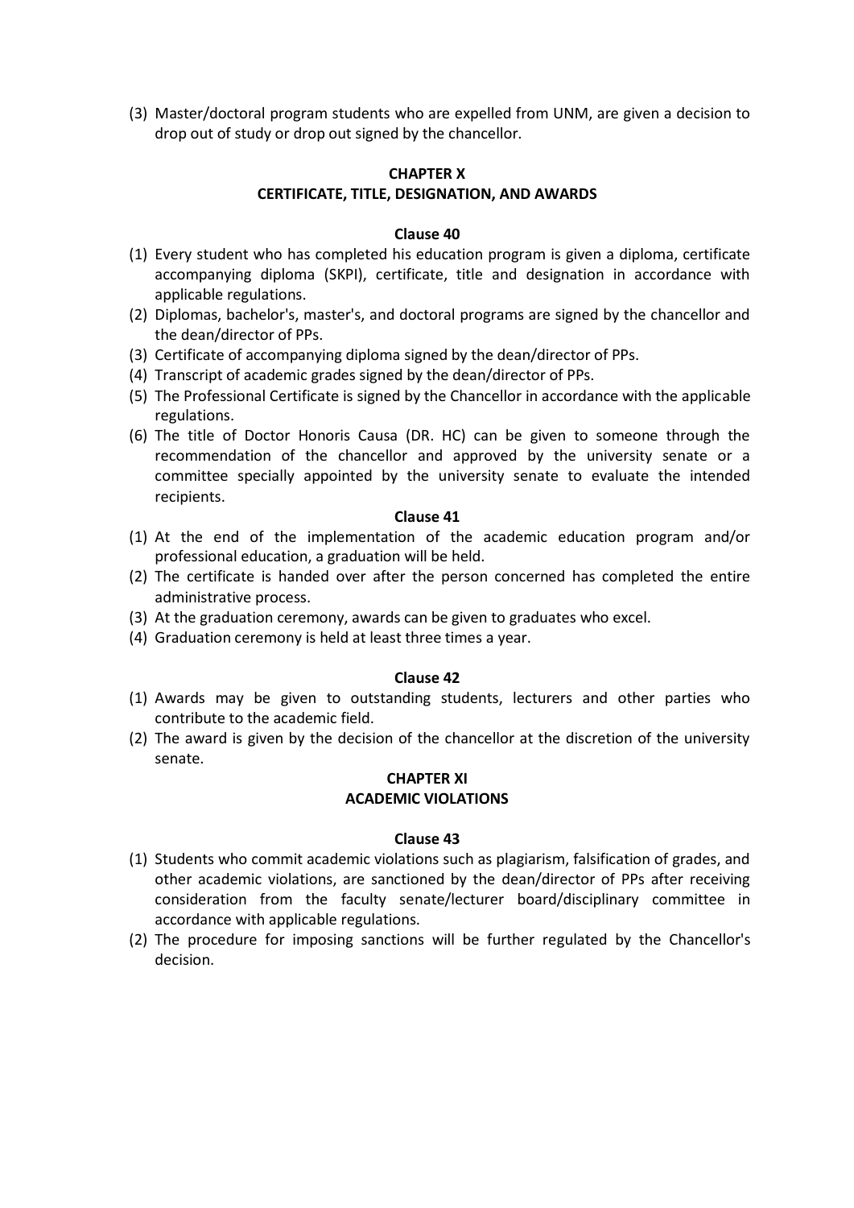(3) Master/doctoral program students who are expelled from UNM, are given a decision to drop out of study or drop out signed by the chancellor.

## CHAPTER X
## CERTIFICATE, TITLE, DESIGNATION, AND AWARDS

### Clause 40

(1) Every student who has completed his education program is given a diploma, certificate accompanying diploma (SKPI), certificate, title and designation in accordance with applicable regulations.
(2) Diplomas, bachelor's, master's, and doctoral programs are signed by the chancellor and the dean/director of PPs.
(3) Certificate of accompanying diploma signed by the dean/director of PPs.
(4) Transcript of academic grades signed by the dean/director of PPs.
(5) The Professional Certificate is signed by the Chancellor in accordance with the applicable regulations.
(6) The title of Doctor Honoris Causa (DR. HC) can be given to someone through the recommendation of the chancellor and approved by the university senate or a committee specially appointed by the university senate to evaluate the intended recipients.

### Clause 41

(1) At the end of the implementation of the academic education program and/or professional education, a graduation will be held.
(2) The certificate is handed over after the person concerned has completed the entire administrative process.
(3) At the graduation ceremony, awards can be given to graduates who excel.
(4) Graduation ceremony is held at least three times a year.

### Clause 42

(1) Awards may be given to outstanding students, lecturers and other parties who contribute to the academic field.
(2) The award is given by the decision of the chancellor at the discretion of the university senate.

## CHAPTER XI
## ACADEMIC VIOLATIONS

### Clause 43

(1) Students who commit academic violations such as plagiarism, falsification of grades, and other academic violations, are sanctioned by the dean/director of PPs after receiving consideration from the faculty senate/lecturer board/disciplinary committee in accordance with applicable regulations.
(2) The procedure for imposing sanctions will be further regulated by the Chancellor's decision.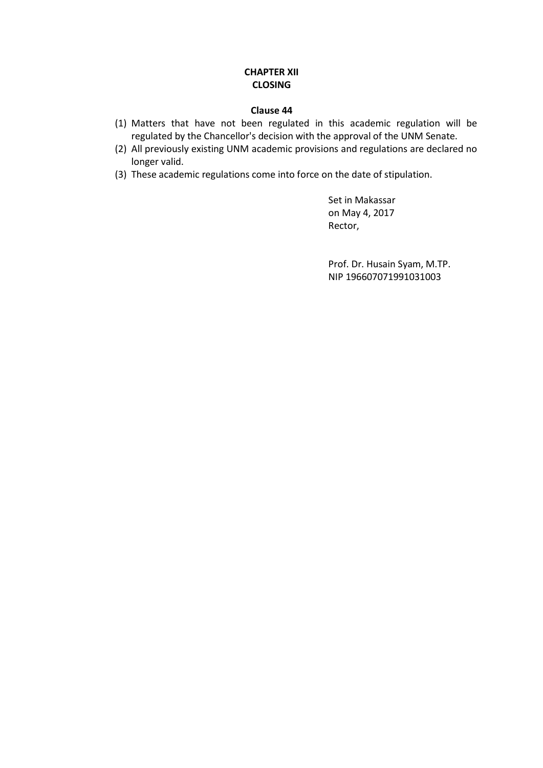## CHAPTER XII
## CLOSING

### Clause 44

(1) Matters that have not been regulated in this academic regulation will be regulated by the Chancellor's decision with the approval of the UNM Senate.
(2) All previously existing UNM academic provisions and regulations are declared no longer valid.
(3) These academic regulations come into force on the date of stipulation.

Set in Makassar
on May 4, 2017
Rector,

Prof. Dr. Husain Syam, M.TP.
NIP 196607071991031003